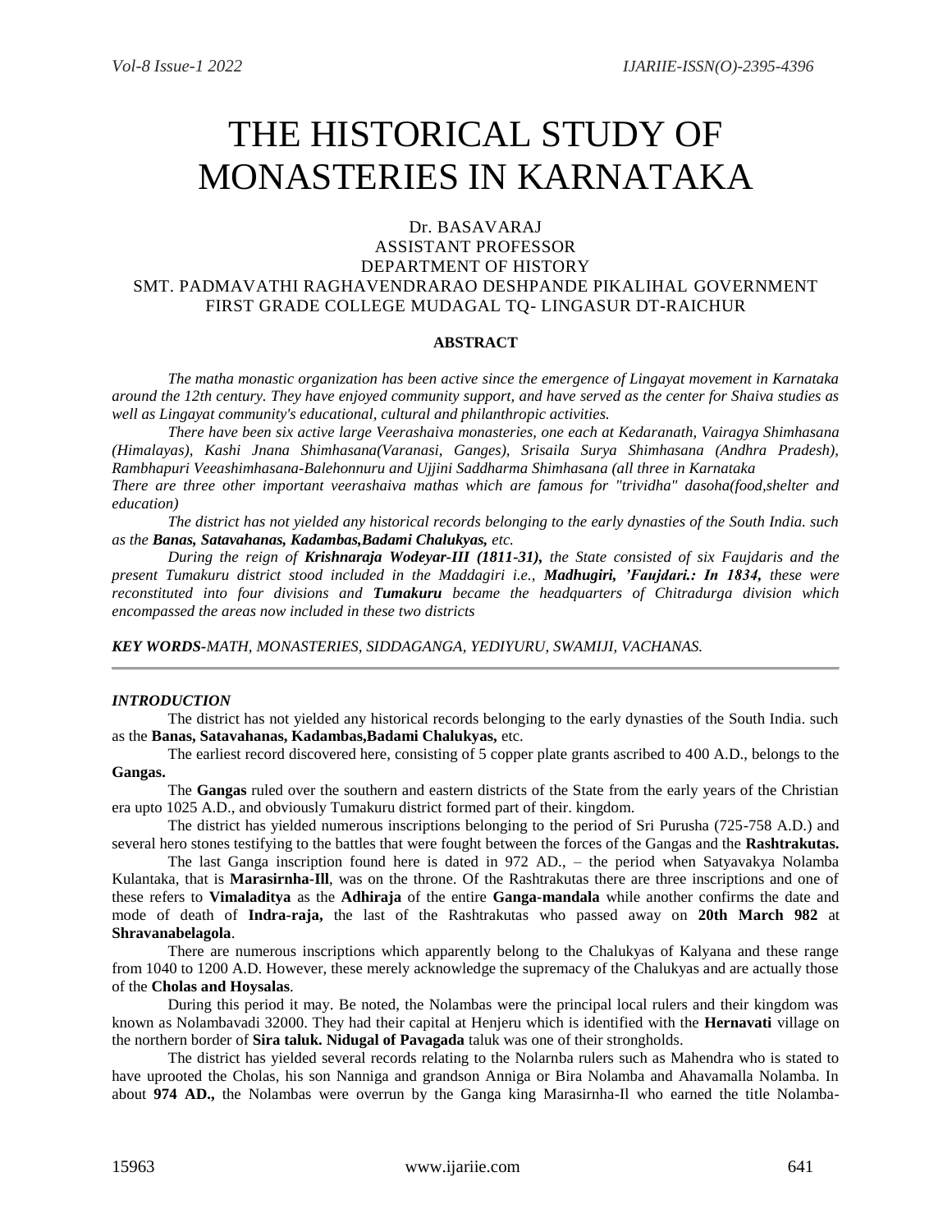# THE HISTORICAL STUDY OF MONASTERIES IN KARNATAKA

Dr. BASAVARAJ
ASSISTANT PROFESSOR
DEPARTMENT OF HISTORY
SMT. PADMAVATHI RAGHAVENDRARAO DESHPANDE PIKALIHAL GOVERNMENT FIRST GRADE COLLEGE MUDAGAL TQ- LINGASUR DT-RAICHUR

## ABSTRACT

*The matha monastic organization has been active since the emergence of Lingayat movement in Karnataka around the 12th century. They have enjoyed community support, and have served as the center for Shaiva studies as well as Lingayat community's educational, cultural and philanthropic activities.*

*There have been six active large Veerashaiva monasteries, one each at Kedaranath, Vairagya Shimhasana (Himalayas), Kashi Jnana Shimhasana(Varanasi, Ganges), Srisaila Surya Shimhasana (Andhra Pradesh), Rambhapuri Veeashimhasana-Balehonnuru and Ujjini Saddharma Shimhasana (all three in Karnataka*

*There are three other important veerashaiva mathas which are famous for "trividha" dasoha(food,shelter and education)*

*The district has not yielded any historical records belonging to the early dynasties of the South India. such as the **Banas, Satavahanas, Kadambas,Badami Chalukyas,** etc.*

*During the reign of **Krishnaraja Wodeyar-III (1811-31),** the State consisted of six Faujdaris and the present Tumakuru district stood included in the Maddagiri i.e., **Madhugiri, 'Faujdari.: In 1834,** these were reconstituted into four divisions and **Tumakuru** became the headquarters of Chitradurga division which encompassed the areas now included in these two districts*

***KEY WORDS**-MATH, MONASTERIES, SIDDAGANGA, YEDIYURU, SWAMIJI, VACHANAS.*

### *INTRODUCTION*

The district has not yielded any historical records belonging to the early dynasties of the South India. such as the **Banas, Satavahanas, Kadambas,Badami Chalukyas,** etc.

The earliest record discovered here, consisting of 5 copper plate grants ascribed to 400 A.D., belongs to the **Gangas.**

The **Gangas** ruled over the southern and eastern districts of the State from the early years of the Christian era upto 1025 A.D., and obviously Tumakuru district formed part of their. kingdom.

The district has yielded numerous inscriptions belonging to the period of Sri Purusha (725-758 A.D.) and several hero stones testifying to the battles that were fought between the forces of the Gangas and the **Rashtrakutas.**

The last Ganga inscription found here is dated in 972 AD., – the period when Satyavakya Nolamba Kulantaka, that is **Marasirnha-Ill**, was on the throne. Of the Rashtrakutas there are three inscriptions and one of these refers to **Vimaladitya** as the **Adhiraja** of the entire **Ganga-mandala** while another confirms the date and mode of death of **Indra-raja,** the last of the Rashtrakutas who passed away on **20th March 982** at **Shravanabelagola**.

There are numerous inscriptions which apparently belong to the Chalukyas of Kalyana and these range from 1040 to 1200 A.D. However, these merely acknowledge the supremacy of the Chalukyas and are actually those of the **Cholas and Hoysalas**.

During this period it may. Be noted, the Nolambas were the principal local rulers and their kingdom was known as Nolambavadi 32000. They had their capital at Henjeru which is identified with the **Hernavati** village on the northern border of **Sira taluk. Nidugal of Pavagada** taluk was one of their strongholds.

The district has yielded several records relating to the Nolarnba rulers such as Mahendra who is stated to have uprooted the Cholas, his son Nanniga and grandson Anniga or Bira Nolamba and Ahavamalla Nolamba. In about **974 AD.,** the Nolambas were overrun by the Ganga king Marasirnha-Il who earned the title Nolamba-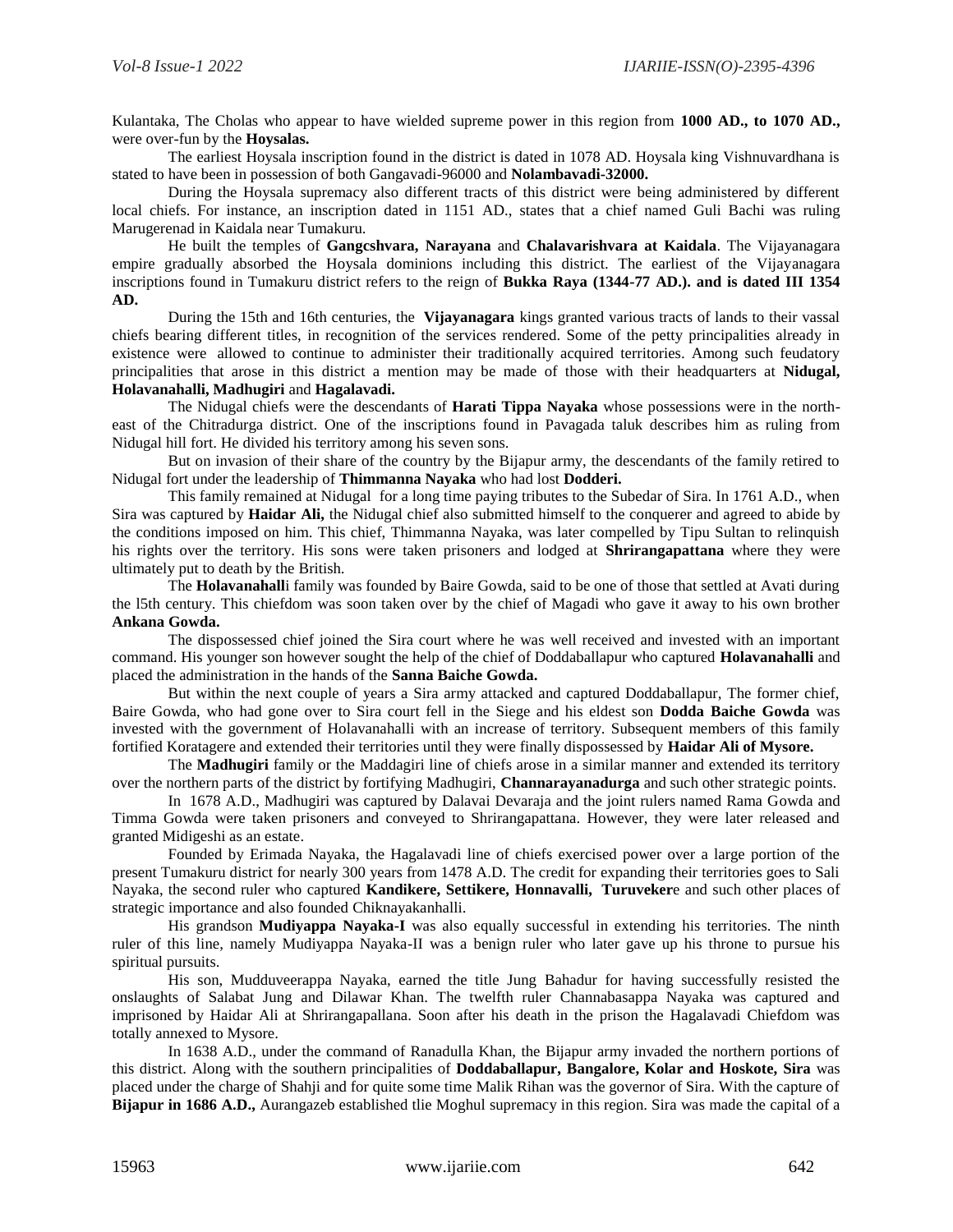Kulantaka, The Cholas who appear to have wielded supreme power in this region from **1000 AD., to 1070 AD.,** were over-fun by the **Hoysalas.**

The earliest Hoysala inscription found in the district is dated in 1078 AD. Hoysala king Vishnuvardhana is stated to have been in possession of both Gangavadi-96000 and **Nolambavadi-32000.**

During the Hoysala supremacy also different tracts of this district were being administered by different local chiefs. For instance, an inscription dated in 1151 AD., states that a chief named Guli Bachi was ruling Marugerenad in Kaidala near Tumakuru.

He built the temples of **Gangcshvara, Narayana** and **Chalavarishvara at Kaidala**. The Vijayanagara empire gradually absorbed the Hoysala dominions including this district. The earliest of the Vijayanagara inscriptions found in Tumakuru district refers to the reign of **Bukka Raya (1344-77 AD.). and is dated III 1354 AD.**

During the 15th and 16th centuries, the **Vijayanagara** kings granted various tracts of lands to their vassal chiefs bearing different titles, in recognition of the services rendered. Some of the petty principalities already in existence were allowed to continue to administer their traditionally acquired territories. Among such feudatory principalities that arose in this district a mention may be made of those with their headquarters at **Nidugal, Holavanahalli, Madhugiri** and **Hagalavadi.**

The Nidugal chiefs were the descendants of **Harati Tippa Nayaka** whose possessions were in the north-east of the Chitradurga district. One of the inscriptions found in Pavagada taluk describes him as ruling from Nidugal hill fort. He divided his territory among his seven sons.

But on invasion of their share of the country by the Bijapur army, the descendants of the family retired to Nidugal fort under the leadership of **Thimmanna Nayaka** who had lost **Dodderi.**

This family remained at Nidugal for a long time paying tributes to the Subedar of Sira. In 1761 A.D., when Sira was captured by **Haidar Ali,** the Nidugal chief also submitted himself to the conqueror and agreed to abide by the conditions imposed on him. This chief, Thimmanna Nayaka, was later compelled by Tipu Sultan to relinquish his rights over the territory. His sons were taken prisoners and lodged at **Shrirangapattana** where they were ultimately put to death by the British.

The **Holavanahall**i family was founded by Baire Gowda, said to be one of those that settled at Avati during the l5th century. This chiefdom was soon taken over by the chief of Magadi who gave it away to his own brother **Ankana Gowda.**

The dispossessed chief joined the Sira court where he was well received and invested with an important command. His younger son however sought the help of the chief of Doddaballapur who captured **Holavanahalli** and placed the administration in the hands of the **Sanna Baiche Gowda.**

But within the next couple of years a Sira army attacked and captured Doddaballapur, The former chief, Baire Gowda, who had gone over to Sira court fell in the Siege and his eldest son **Dodda Baiche Gowda** was invested with the government of Holavanahalli with an increase of territory. Subsequent members of this family fortified Koratagere and extended their territories until they were finally dispossessed by **Haidar Ali of Mysore.**

The **Madhugiri** family or the Maddagiri line of chiefs arose in a similar manner and extended its territory over the northern parts of the district by fortifying Madhugiri, **Channarayanadurga** and such other strategic points.

In 1678 A.D., Madhugiri was captured by Dalavai Devaraja and the joint rulers named Rama Gowda and Timma Gowda were taken prisoners and conveyed to Shrirangapattana. However, they were later released and granted Midigeshi as an estate.

Founded by Erimada Nayaka, the Hagalavadi line of chiefs exercised power over a large portion of the present Tumakuru district for nearly 300 years from 1478 A.D. The credit for expanding their territories goes to Sali Nayaka, the second ruler who captured **Kandikere, Settikere, Honnavalli, Turuveker**e and such other places of strategic importance and also founded Chiknayakanhalli.

His grandson **Mudiyappa Nayaka-I** was also equally successful in extending his territories. The ninth ruler of this line, namely Mudiyappa Nayaka-II was a benign ruler who later gave up his throne to pursue his spiritual pursuits.

His son, Mudduveerappa Nayaka, earned the title Jung Bahadur for having successfully resisted the onslaughts of Salabat Jung and Dilawar Khan. The twelfth ruler Channabasappa Nayaka was captured and imprisoned by Haidar Ali at Shrirangapallana. Soon after his death in the prison the Hagalavadi Chiefdom was totally annexed to Mysore.

In 1638 A.D., under the command of Ranadulla Khan, the Bijapur army invaded the northern portions of this district. Along with the southern principalities of **Doddaballapur, Bangalore, Kolar and Hoskote, Sira** was placed under the charge of Shahji and for quite some time Malik Rihan was the governor of Sira. With the capture of **Bijapur in 1686 A.D.,** Aurangazeb established tlie Moghul supremacy in this region. Sira was made the capital of a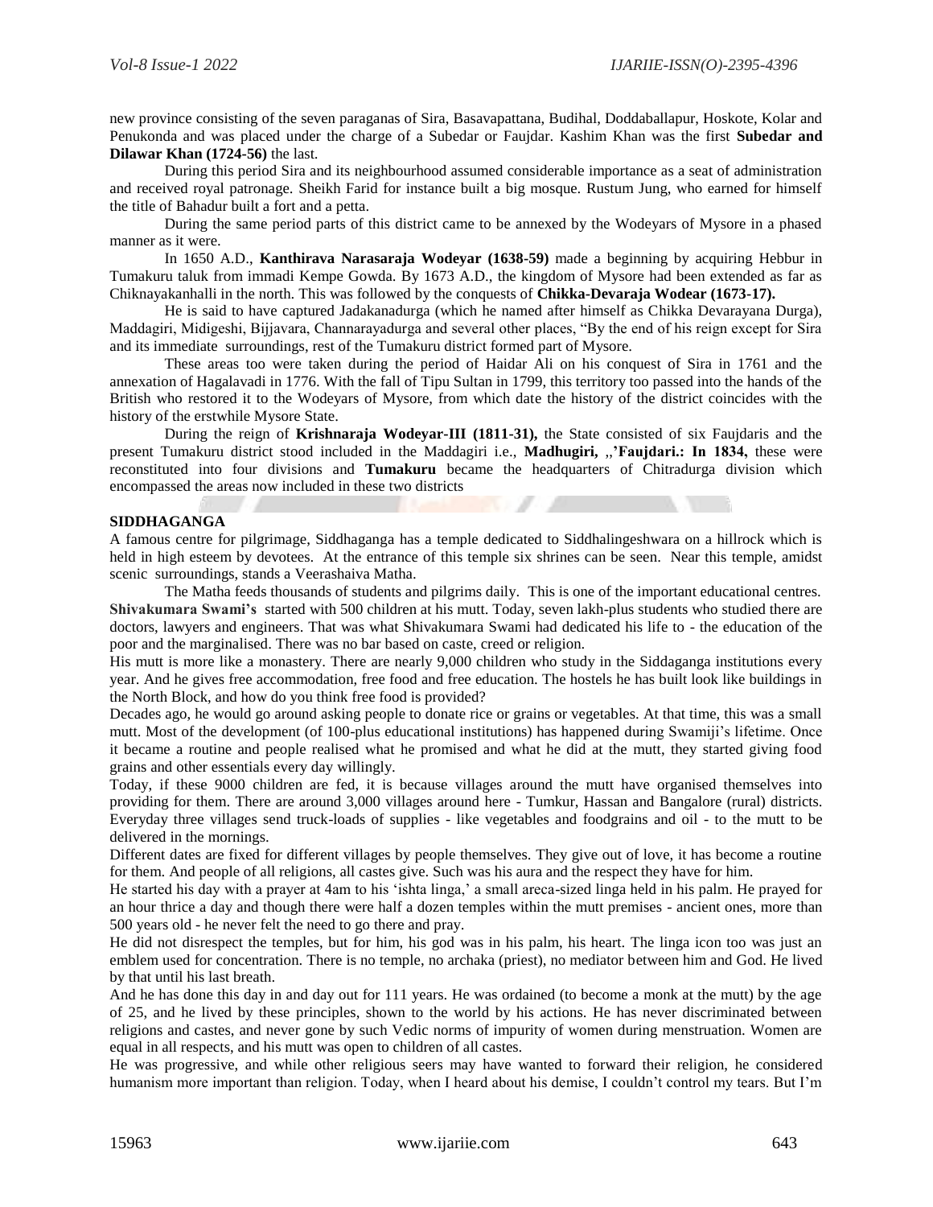new province consisting of the seven paraganas of Sira, Basavapattana, Budihal, Doddaballapur, Hoskote, Kolar and Penukonda and was placed under the charge of a Subedar or Faujdar. Kashim Khan was the first **Subedar and Dilawar Khan (1724-56)** the last.

During this period Sira and its neighbourhood assumed considerable importance as a seat of administration and received royal patronage. Sheikh Farid for instance built a big mosque. Rustum Jung, who earned for himself the title of Bahadur built a fort and a petta.

During the same period parts of this district came to be annexed by the Wodeyars of Mysore in a phased manner as it were.

In 1650 A.D., **Kanthirava Narasaraja Wodeyar (1638-59)** made a beginning by acquiring Hebbur in Tumakuru taluk from immadi Kempe Gowda. By 1673 A.D., the kingdom of Mysore had been extended as far as Chiknayakanhalli in the north. This was followed by the conquests of **Chikka-Devaraja Wodear (1673-17).**

He is said to have captured Jadakanadurga (which he named after himself as Chikka Devarayana Durga), Maddagiri, Midigeshi, Bijjavara, Channarayadurga and several other places, "By the end of his reign except for Sira and its immediate surroundings, rest of the Tumakuru district formed part of Mysore.

These areas too were taken during the period of Haidar Ali on his conquest of Sira in 1761 and the annexation of Hagalavadi in 1776. With the fall of Tipu Sultan in 1799, this territory too passed into the hands of the British who restored it to the Wodeyars of Mysore, from which date the history of the district coincides with the history of the erstwhile Mysore State.

During the reign of **Krishnaraja Wodeyar-III (1811-31),** the State consisted of six Faujdaris and the present Tumakuru district stood included in the Maddagiri i.e., **Madhugiri,** ,,**'Faujdari.: In 1834,** these were reconstituted into four divisions and **Tumakuru** became the headquarters of Chitradurga division which encompassed the areas now included in these two districts

## SIDDHAGANGA

A famous centre for pilgrimage, Siddhaganga has a temple dedicated to Siddhalingeshwara on a hillrock which is held in high esteem by devotees. At the entrance of this temple six shrines can be seen. Near this temple, amidst scenic surroundings, stands a Veerashaiva Matha.

The Matha feeds thousands of students and pilgrims daily. This is one of the important educational centres. **Shivakumara Swami's** started with 500 children at his mutt. Today, seven lakh-plus students who studied there are doctors, lawyers and engineers. That was what Shivakumara Swami had dedicated his life to - the education of the poor and the marginalised. There was no bar based on caste, creed or religion.

His mutt is more like a monastery. There are nearly 9,000 children who study in the Siddaganga institutions every year. And he gives free accommodation, free food and free education. The hostels he has built look like buildings in the North Block, and how do you think free food is provided?

Decades ago, he would go around asking people to donate rice or grains or vegetables. At that time, this was a small mutt. Most of the development (of 100-plus educational institutions) has happened during Swamiji's lifetime. Once it became a routine and people realised what he promised and what he did at the mutt, they started giving food grains and other essentials every day willingly.

Today, if these 9000 children are fed, it is because villages around the mutt have organised themselves into providing for them. There are around 3,000 villages around here - Tumkur, Hassan and Bangalore (rural) districts. Everyday three villages send truck-loads of supplies - like vegetables and foodgrains and oil - to the mutt to be delivered in the mornings.

Different dates are fixed for different villages by people themselves. They give out of love, it has become a routine for them. And people of all religions, all castes give. Such was his aura and the respect they have for him.

He started his day with a prayer at 4am to his 'ishta linga,' a small areca-sized linga held in his palm. He prayed for an hour thrice a day and though there were half a dozen temples within the mutt premises - ancient ones, more than 500 years old - he never felt the need to go there and pray.

He did not disrespect the temples, but for him, his god was in his palm, his heart. The linga icon too was just an emblem used for concentration. There is no temple, no archaka (priest), no mediator between him and God. He lived by that until his last breath.

And he has done this day in and day out for 111 years. He was ordained (to become a monk at the mutt) by the age of 25, and he lived by these principles, shown to the world by his actions. He has never discriminated between religions and castes, and never gone by such Vedic norms of impurity of women during menstruation. Women are equal in all respects, and his mutt was open to children of all castes.

He was progressive, and while other religious seers may have wanted to forward their religion, he considered humanism more important than religion. Today, when I heard about his demise, I couldn't control my tears. But I'm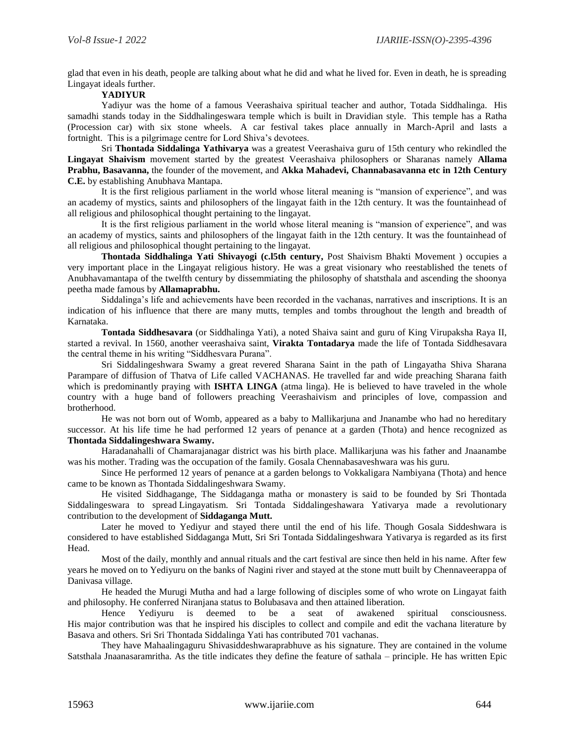glad that even in his death, people are talking about what he did and what he lived for. Even in death, he is spreading Lingayat ideals further.

**YADIYUR**

Yadiyur was the home of a famous Veerashaiva spiritual teacher and author, Totada Siddhalinga. His samadhi stands today in the Siddhalingeswara temple which is built in Dravidian style. This temple has a Ratha (Procession car) with six stone wheels. A car festival takes place annually in March-April and lasts a fortnight. This is a pilgrimage centre for Lord Shiva's devotees.

Sri **Thontada Siddalinga Yathivarya** was a greatest Veerashaiva guru of 15th century who rekindled the **Lingayat Shaivism** movement started by the greatest Veerashaiva philosophers or Sharanas namely **Allama Prabhu, Basavanna,** the founder of the movement, and **Akka Mahadevi, Channabasavanna etc in 12th Century C.E.** by establishing Anubhava Mantapa.

It is the first religious parliament in the world whose literal meaning is "mansion of experience", and was an academy of mystics, saints and philosophers of the lingayat faith in the 12th century. It was the fountainhead of all religious and philosophical thought pertaining to the lingayat.

It is the first religious parliament in the world whose literal meaning is "mansion of experience", and was an academy of mystics, saints and philosophers of the lingayat faith in the 12th century. It was the fountainhead of all religious and philosophical thought pertaining to the lingayat.

**Thontada Siddhalinga Yati Shivayogi (c.l5th century,** Post Shaivism Bhakti Movement ) occupies a very important place in the Lingayat religious history. He was a great visionary who reestablished the tenets of Anubhavamantapa of the twelfth century by dissemmiating the philosophy of shatsthala and ascending the shoonya peetha made famous by **Allamaprabhu.**

Siddalinga's life and achievements have been recorded in the vachanas, narratives and inscriptions. It is an indication of his influence that there are many mutts, temples and tombs throughout the length and breadth of Karnataka.

**Tontada Siddhesavara** (or Siddhalinga Yati), a noted Shaiva saint and guru of King Virupaksha Raya II, started a revival. In 1560, another veerashaiva saint, **Virakta Tontadarya** made the life of Tontada Siddhesavara the central theme in his writing "Siddhesvara Purana".

Sri Siddalingeshwara Swamy a great revered Sharana Saint in the path of Lingayatha Shiva Sharana Parampare of diffusion of Thatva of Life called VACHANAS. He travelled far and wide preaching Sharana faith which is predominantly praying with **ISHTA LINGA** (atma linga). He is believed to have traveled in the whole country with a huge band of followers preaching Veerashaivism and principles of love, compassion and brotherhood.

He was not born out of Womb, appeared as a baby to Mallikarjuna and Jnanambe who had no hereditary successor. At his life time he had performed 12 years of penance at a garden (Thota) and hence recognized as **Thontada Siddalingeshwara Swamy.**

Haradanahalli of Chamarajanagar district was his birth place. Mallikarjuna was his father and Jnaanambe was his mother. Trading was the occupation of the family. Gosala Chennabasaveshwara was his guru.

Since He performed 12 years of penance at a garden belongs to Vokkaligara Nambiyana (Thota) and hence came to be known as Thontada Siddalingeshwara Swamy.

He visited Siddhagange, The Siddaganga matha or monastery is said to be founded by Sri Thontada Siddalingeswara to spread Lingayatism. Sri Tontada Siddalingeshawara Yativarya made a revolutionary contribution to the development of **Siddaganga Mutt.**

Later he moved to Yediyur and stayed there until the end of his life. Though Gosala Siddeshwara is considered to have established Siddaganga Mutt, Sri Sri Tontada Siddalingeshwara Yativarya is regarded as its first Head.

Most of the daily, monthly and annual rituals and the cart festival are since then held in his name. After few years he moved on to Yediyuru on the banks of Nagini river and stayed at the stone mutt built by Chennaveerappa of Danivasa village.

He headed the Murugi Mutha and had a large following of disciples some of who wrote on Lingayat faith and philosophy. He conferred Niranjana status to Bolubasava and then attained liberation.

Hence Yediyuru is deemed to be a seat of awakened spiritual consciousness. His major contribution was that he inspired his disciples to collect and compile and edit the vachana literature by Basava and others. Sri Sri Thontada Siddalinga Yati has contributed 701 vachanas.

They have Mahaalingaguru Shivasiddeshwaraprabhuve as his signature. They are contained in the volume Satsthala Jnaanasaramritha. As the title indicates they define the feature of sathala – principle. He has written Epic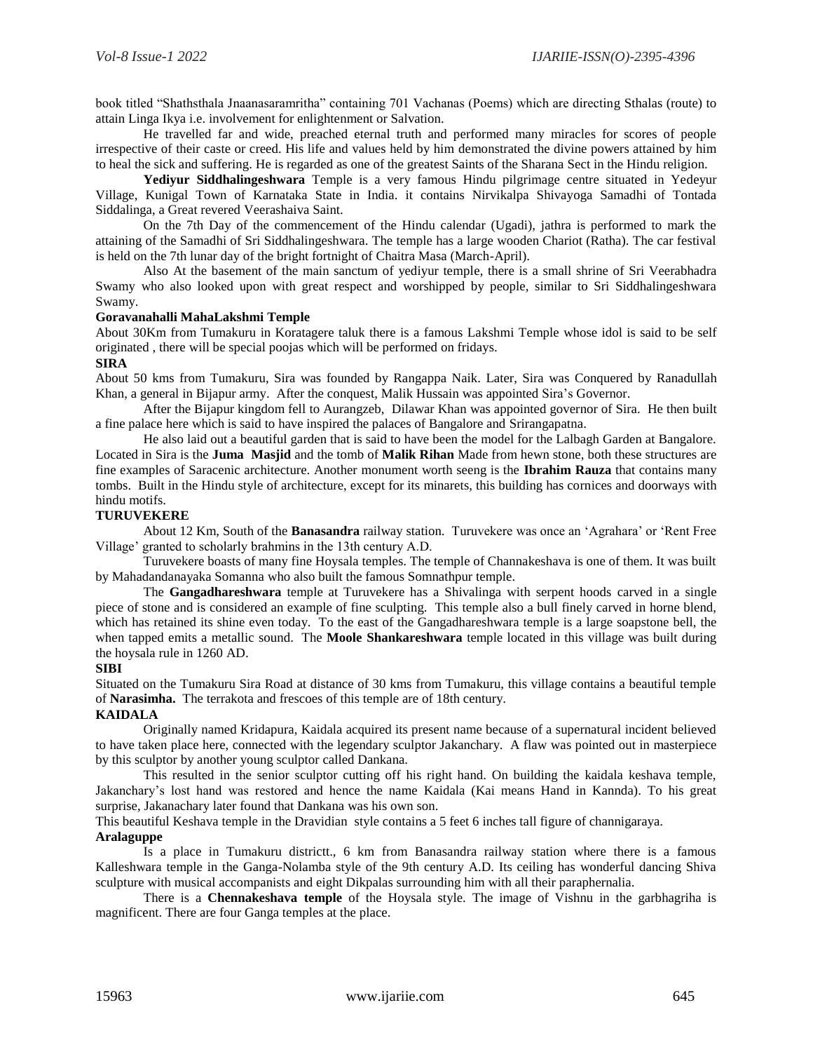book titled "Shathsthala Jnaanasaramritha" containing 701 Vachanas (Poems) which are directing Sthalas (route) to attain Linga Ikya i.e. involvement for enlightenment or Salvation.

He travelled far and wide, preached eternal truth and performed many miracles for scores of people irrespective of their caste or creed. His life and values held by him demonstrated the divine powers attained by him to heal the sick and suffering. He is regarded as one of the greatest Saints of the Sharana Sect in the Hindu religion.

**Yediyur Siddhalingeshwara** Temple is a very famous Hindu pilgrimage centre situated in Yedeyur Village, Kunigal Town of Karnataka State in India. it contains Nirvikalpa Shivayoga Samadhi of Tontada Siddalinga, a Great revered Veerashaiva Saint.

On the 7th Day of the commencement of the Hindu calendar (Ugadi), jathra is performed to mark the attaining of the Samadhi of Sri Siddhalingeshwara. The temple has a large wooden Chariot (Ratha). The car festival is held on the 7th lunar day of the bright fortnight of Chaitra Masa (March-April).

Also At the basement of the main sanctum of yediyur temple, there is a small shrine of Sri Veerabhadra Swamy who also looked upon with great respect and worshipped by people, similar to Sri Siddhalingeshwara Swamy.

**Goravanahalli MahaLakshmi Temple**

About 30Km from Tumakuru in Koratagere taluk there is a famous Lakshmi Temple whose idol is said to be self originated , there will be special poojas which will be performed on fridays.

**SIRA**

About 50 kms from Tumakuru, Sira was founded by Rangappa Naik. Later, Sira was Conquered by Ranadullah Khan, a general in Bijapur army. After the conquest, Malik Hussain was appointed Sira's Governor.

After the Bijapur kingdom fell to Aurangzeb, Dilawar Khan was appointed governor of Sira. He then built a fine palace here which is said to have inspired the palaces of Bangalore and Srirangapatna.

He also laid out a beautiful garden that is said to have been the model for the Lalbagh Garden at Bangalore. Located in Sira is the **Juma Masjid** and the tomb of **Malik Rihan** Made from hewn stone, both these structures are fine examples of Saracenic architecture. Another monument worth seeng is the **Ibrahim Rauza** that contains many tombs. Built in the Hindu style of architecture, except for its minarets, this building has cornices and doorways with hindu motifs.

**TURUVEKERE**

About 12 Km, South of the **Banasandra** railway station. Turuvekere was once an 'Agrahara' or 'Rent Free Village' granted to scholarly brahmins in the 13th century A.D.

Turuvekere boasts of many fine Hoysala temples. The temple of Channakeshava is one of them. It was built by Mahadandanayaka Somanna who also built the famous Somnathpur temple.

The **Gangadhareshwara** temple at Turuvekere has a Shivalinga with serpent hoods carved in a single piece of stone and is considered an example of fine sculpting. This temple also a bull finely carved in horne blend, which has retained its shine even today. To the east of the Gangadhareshwara temple is a large soapstone bell, the when tapped emits a metallic sound. The **Moole Shankareshwara** temple located in this village was built during the hoysala rule in 1260 AD.

**SIBI**

Situated on the Tumakuru Sira Road at distance of 30 kms from Tumakuru, this village contains a beautiful temple of **Narasimha.** The terrakota and frescoes of this temple are of 18th century.

**KAIDALA**

Originally named Kridapura, Kaidala acquired its present name because of a supernatural incident believed to have taken place here, connected with the legendary sculptor Jakanchary. A flaw was pointed out in masterpiece by this sculptor by another young sculptor called Dankana.

This resulted in the senior sculptor cutting off his right hand. On building the kaidala keshava temple, Jakanchary's lost hand was restored and hence the name Kaidala (Kai means Hand in Kannda). To his great surprise, Jakanachary later found that Dankana was his own son.

This beautiful Keshava temple in the Dravidian style contains a 5 feet 6 inches tall figure of channigaraya.

**Aralaguppe**

Is a place in Tumakuru districtt., 6 km from Banasandra railway station where there is a famous Kalleshwara temple in the Ganga-Nolamba style of the 9th century A.D. Its ceiling has wonderful dancing Shiva sculpture with musical accompanists and eight Dikpalas surrounding him with all their paraphernalia.

There is a **Chennakeshava temple** of the Hoysala style. The image of Vishnu in the garbhagriha is magnificent. There are four Ganga temples at the place.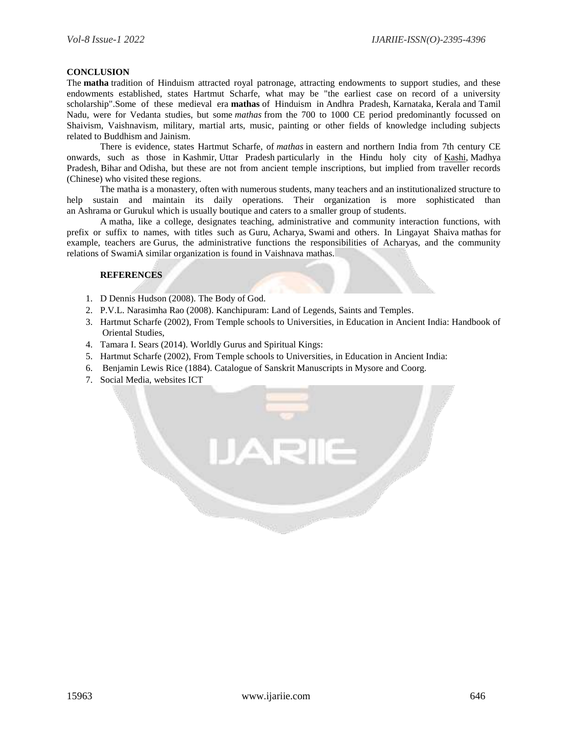**CONCLUSION**

The **matha** tradition of Hinduism attracted royal patronage, attracting endowments to support studies, and these endowments established, states Hartmut Scharfe, what may be "the earliest case on record of a university scholarship".Some of these medieval era **mathas** of Hinduism in Andhra Pradesh, Karnataka, Kerala and Tamil Nadu, were for Vedanta studies, but some *mathas* from the 700 to 1000 CE period predominantly focussed on Shaivism, Vaishnavism, military, martial arts, music, painting or other fields of knowledge including subjects related to Buddhism and Jainism.

There is evidence, states Hartmut Scharfe, of *mathas* in eastern and northern India from 7th century CE onwards, such as those in Kashmir, Uttar Pradesh particularly in the Hindu holy city of Kashi, Madhya Pradesh, Bihar and Odisha, but these are not from ancient temple inscriptions, but implied from traveller records (Chinese) who visited these regions.

The matha is a monastery, often with numerous students, many teachers and an institutionalized structure to help sustain and maintain its daily operations. Their organization is more sophisticated than an Ashrama or Gurukul which is usually boutique and caters to a smaller group of students.

A matha, like a college, designates teaching, administrative and community interaction functions, with prefix or suffix to names, with titles such as Guru, Acharya, Swami and others. In Lingayat Shaiva mathas for example, teachers are Gurus, the administrative functions the responsibilities of Acharyas, and the community relations of SwamiA similar organization is found in Vaishnava mathas.

**REFERENCES**

1. D Dennis Hudson (2008). The Body of God.
2. P.V.L. Narasimha Rao (2008). Kanchipuram: Land of Legends, Saints and Temples.
3. Hartmut Scharfe (2002), From Temple schools to Universities, in Education in Ancient India: Handbook of Oriental Studies,
4. Tamara I. Sears (2014). Worldly Gurus and Spiritual Kings:
5. Hartmut Scharfe (2002), From Temple schools to Universities, in Education in Ancient India:
6. Benjamin Lewis Rice (1884). Catalogue of Sanskrit Manuscripts in Mysore and Coorg.
7. Social Media, websites ICT